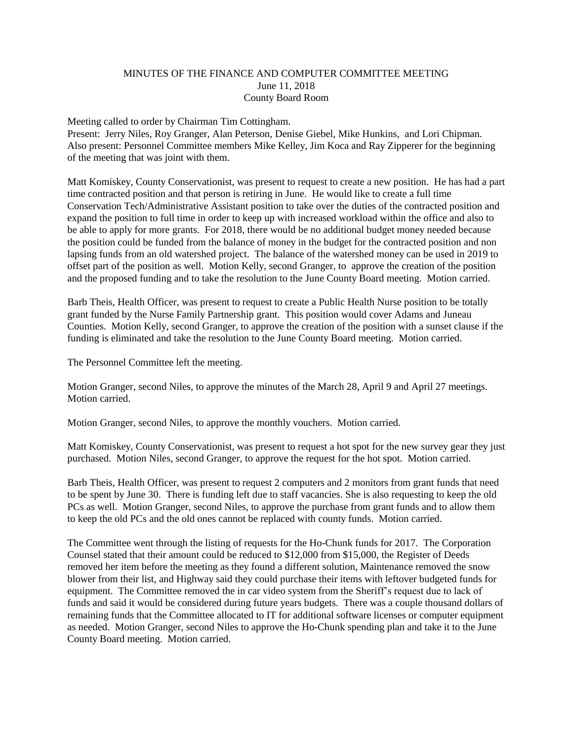MINUTES OF THE FINANCE AND COMPUTER COMMITTEE MEETING
June 11, 2018
County Board Room

Meeting called to order by Chairman Tim Cottingham.
Present: Jerry Niles, Roy Granger, Alan Peterson, Denise Giebel, Mike Hunkins, and Lori Chipman.
Also present: Personnel Committee members Mike Kelley, Jim Koca and Ray Zipperer for the beginning of the meeting that was joint with them.

Matt Komiskey, County Conservationist, was present to request to create a new position. He has had a part time contracted position and that person is retiring in June. He would like to create a full time Conservation Tech/Administrative Assistant position to take over the duties of the contracted position and expand the position to full time in order to keep up with increased workload within the office and also to be able to apply for more grants. For 2018, there would be no additional budget money needed because the position could be funded from the balance of money in the budget for the contracted position and non lapsing funds from an old watershed project. The balance of the watershed money can be used in 2019 to offset part of the position as well. Motion Kelly, second Granger, to approve the creation of the position and the proposed funding and to take the resolution to the June County Board meeting. Motion carried.

Barb Theis, Health Officer, was present to request to create a Public Health Nurse position to be totally grant funded by the Nurse Family Partnership grant. This position would cover Adams and Juneau Counties. Motion Kelly, second Granger, to approve the creation of the position with a sunset clause if the funding is eliminated and take the resolution to the June County Board meeting. Motion carried.

The Personnel Committee left the meeting.

Motion Granger, second Niles, to approve the minutes of the March 28, April 9 and April 27 meetings. Motion carried.

Motion Granger, second Niles, to approve the monthly vouchers. Motion carried.

Matt Komiskey, County Conservationist, was present to request a hot spot for the new survey gear they just purchased. Motion Niles, second Granger, to approve the request for the hot spot. Motion carried.

Barb Theis, Health Officer, was present to request 2 computers and 2 monitors from grant funds that need to be spent by June 30. There is funding left due to staff vacancies. She is also requesting to keep the old PCs as well. Motion Granger, second Niles, to approve the purchase from grant funds and to allow them to keep the old PCs and the old ones cannot be replaced with county funds. Motion carried.

The Committee went through the listing of requests for the Ho-Chunk funds for 2017. The Corporation Counsel stated that their amount could be reduced to $12,000 from $15,000, the Register of Deeds removed her item before the meeting as they found a different solution, Maintenance removed the snow blower from their list, and Highway said they could purchase their items with leftover budgeted funds for equipment. The Committee removed the in car video system from the Sheriff's request due to lack of funds and said it would be considered during future years budgets. There was a couple thousand dollars of remaining funds that the Committee allocated to IT for additional software licenses or computer equipment as needed. Motion Granger, second Niles to approve the Ho-Chunk spending plan and take it to the June County Board meeting. Motion carried.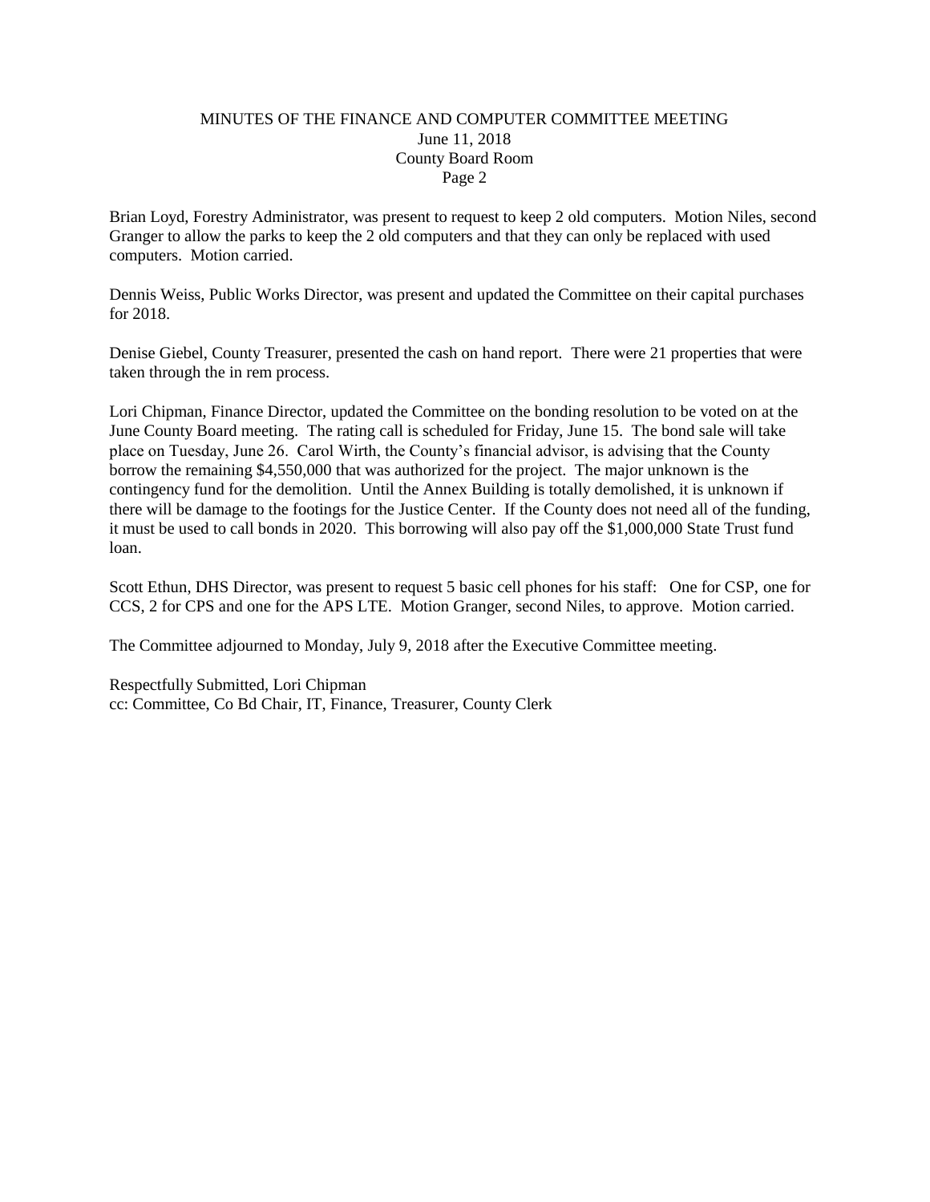Brian Loyd, Forestry Administrator, was present to request to keep 2 old computers. Motion Niles, second Granger to allow the parks to keep the 2 old computers and that they can only be replaced with used computers. Motion carried.

Dennis Weiss, Public Works Director, was present and updated the Committee on their capital purchases for 2018.

Denise Giebel, County Treasurer, presented the cash on hand report. There were 21 properties that were taken through the in rem process.

Lori Chipman, Finance Director, updated the Committee on the bonding resolution to be voted on at the June County Board meeting. The rating call is scheduled for Friday, June 15. The bond sale will take place on Tuesday, June 26. Carol Wirth, the County's financial advisor, is advising that the County borrow the remaining $4,550,000 that was authorized for the project. The major unknown is the contingency fund for the demolition. Until the Annex Building is totally demolished, it is unknown if there will be damage to the footings for the Justice Center. If the County does not need all of the funding, it must be used to call bonds in 2020. This borrowing will also pay off the $1,000,000 State Trust fund loan.

Scott Ethun, DHS Director, was present to request 5 basic cell phones for his staff: One for CSP, one for CCS, 2 for CPS and one for the APS LTE. Motion Granger, second Niles, to approve. Motion carried.

The Committee adjourned to Monday, July 9, 2018 after the Executive Committee meeting.

Respectfully Submitted, Lori Chipman
cc: Committee, Co Bd Chair, IT, Finance, Treasurer, County Clerk